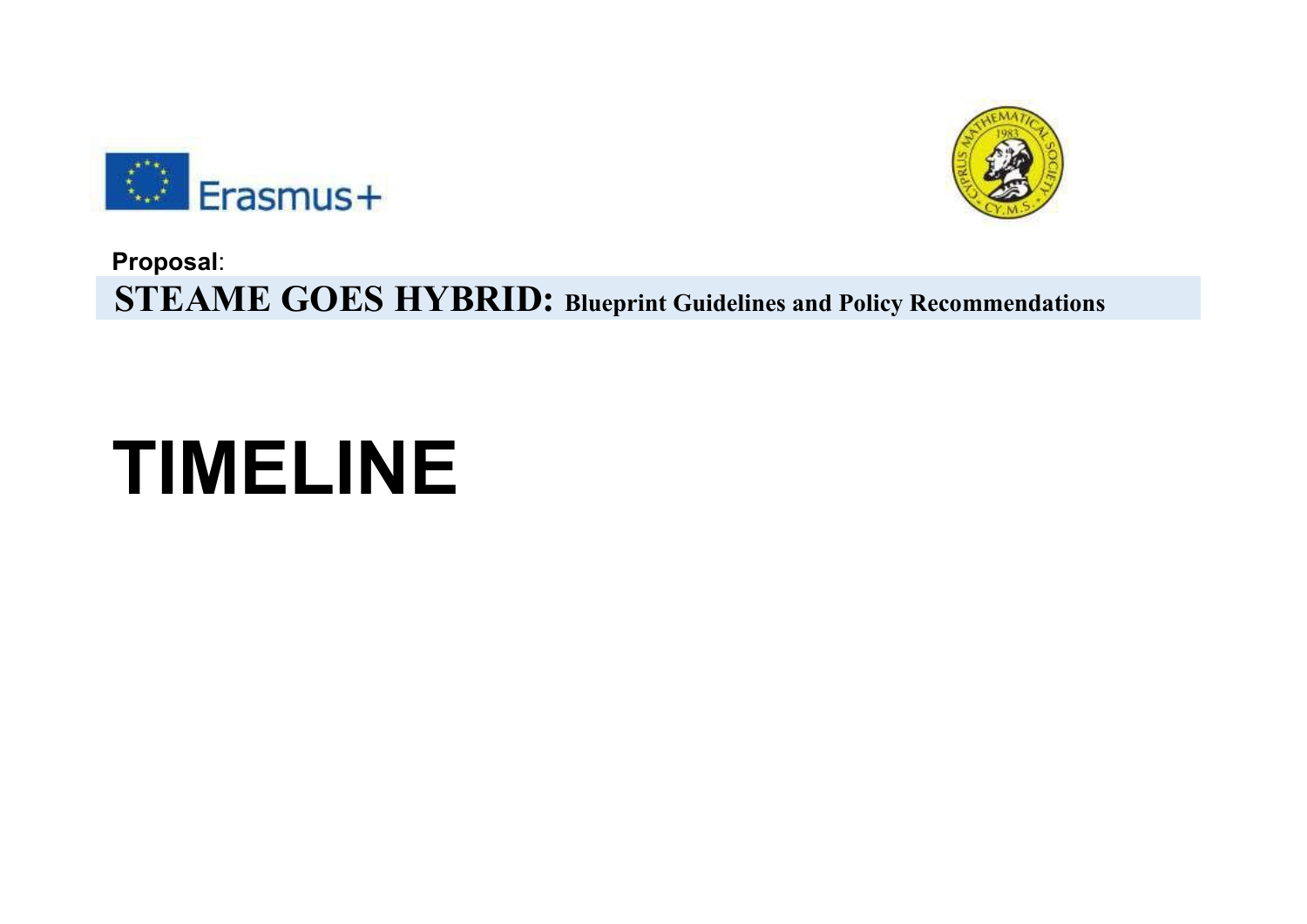**Proposal**:

**STEAME GOES HYBRID: Blueprint Guidelines and Policy Recommendations**

# TIMELINE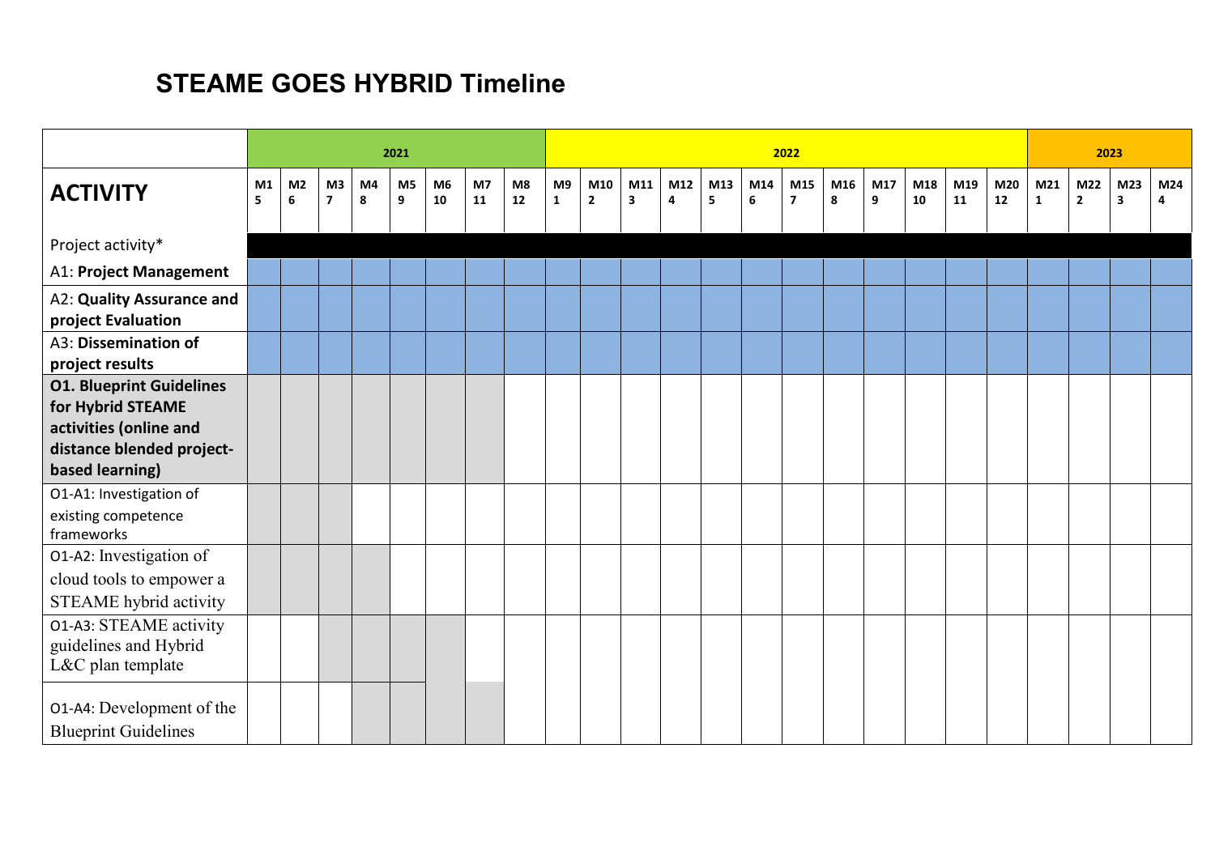## STEAME GOES HYBRID Timeline

| | 2021 | | | | | | | | 2022 | | | | | | | | | | | | 2023 | | | |
|---|---|---|---|---|---|---|---|---|---|---|---|---|---|---|---|---|---|---|---|---|---|---|---|---|
| **ACTIVITY** | **M1 5** | **M2 6** | **M3 7** | **M4 8** | **M5 9** | **M6 10** | **M7 11** | **M8 12** | **M9 1** | **M10 2** | **M11 3** | **M12 4** | **M13 5** | **M14 6** | **M15 7** | **M16 8** | **M17 9** | **M18 10** | **M19 11** | **M20 12** | **M21 1** | **M22 2** | **M23 3** | **M24 4** |
| Project activity* | | | | | | | | | | | | | | | | | | | | | | | | |
| A1: **Project Management** | | | | | | | | | | | | | | | | | | | | | | | | |
| A2: **Quality Assurance and project Evaluation** | | | | | | | | | | | | | | | | | | | | | | | | |
| A3: **Dissemination of project results** | | | | | | | | | | | | | | | | | | | | | | | | |
| **O1. Blueprint Guidelines for Hybrid STEAME activities (online and distance blended project-based learning)** | | | | | | | | | | | | | | | | | | | | | | | | |
| O1-A1: Investigation of existing competence frameworks | | | | | | | | | | | | | | | | | | | | | | | | |
| O1-A2: Investigation of cloud tools to empower a STEAME hybrid activity | | | | | | | | | | | | | | | | | | | | | | | | |
| O1-A3: STEAME activity guidelines and Hybrid L&C plan template | | | | | | | | | | | | | | | | | | | | | | | | |
| O1-A4: Development of the Blueprint Guidelines | | | | | | | | | | | | | | | | | | | | | | | | |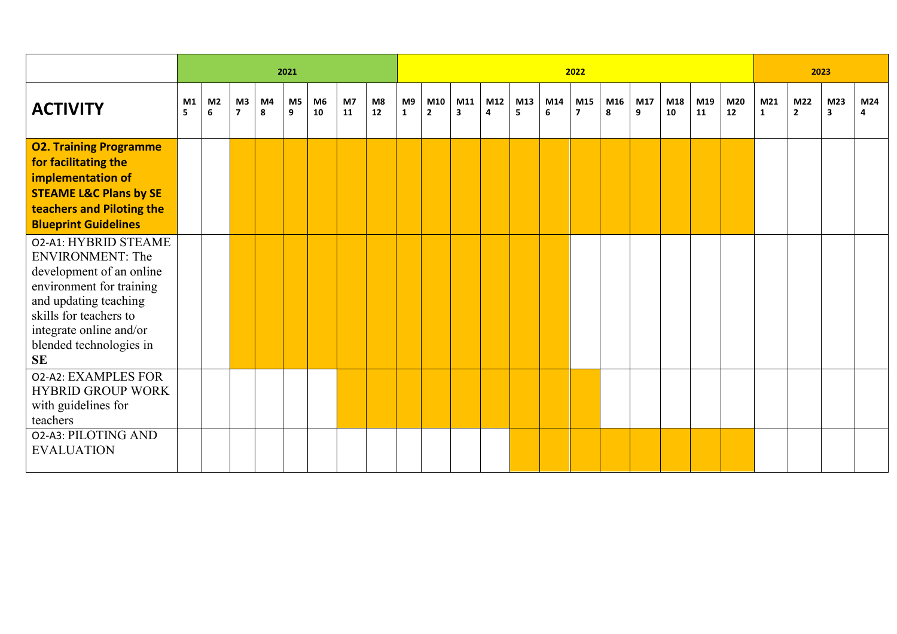| | 2021 | | | | | | | | 2022 | | | | | | | | | | | | 2023 | | | |
|---|---|---|---|---|---|---|---|---|---|---|---|---|---|---|---|---|---|---|---|---|---|---|---|---|
| **ACTIVITY** | **M1 5** | **M2 6** | **M3 7** | **M4 8** | **M5 9** | **M6 10** | **M7 11** | **M8 12** | **M9 1** | **M10 2** | **M11 3** | **M12 4** | **M13 5** | **M14 6** | **M15 7** | **M16 8** | **M17 9** | **M18 10** | **M19 11** | **M20 12** | **M21 1** | **M22 2** | **M23 3** | **M24 4** |
| **O2. Training Programme for facilitating the implementation of STEAME L&C Plans by SE teachers and Piloting the Blueprint Guidelines** | | | | | | | | | | | | | | | | | | | | | | | | |
| O2-A1: HYBRID STEAME ENVIRONMENT: The development of an online environment for training and updating teaching skills for teachers to integrate online and/or blended technologies in **SE** | | | | | | | | | | | | | | | | | | | | | | | | |
| O2-A2: EXAMPLES FOR HYBRID GROUP WORK with guidelines for teachers | | | | | | | | | | | | | | | | | | | | | | | | |
| O2-A3: PILOTING AND EVALUATION | | | | | | | | | | | | | | | | | | | | | | | | |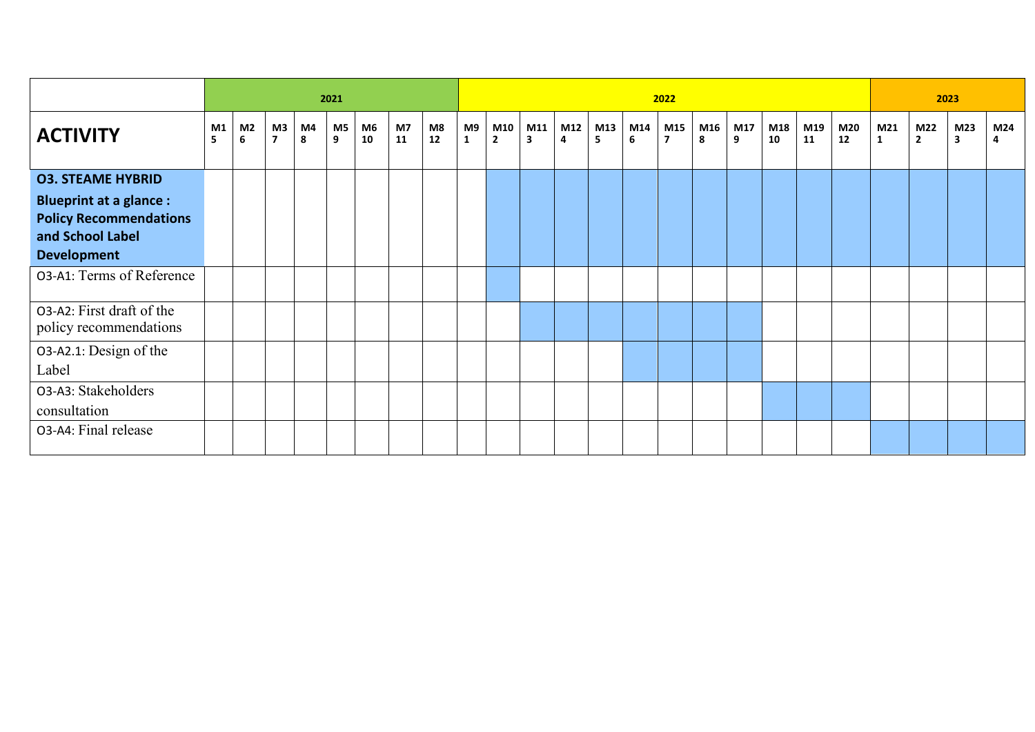| | 2021 | | | | | | | | 2022 | | | | | | | | | | | | 2023 | | | |
|---|---|---|---|---|---|---|---|---|---|---|---|---|---|---|---|---|---|---|---|---|---|---|---|---|
| **ACTIVITY** | **M1 5** | **M2 6** | **M3 7** | **M4 8** | **M5 9** | **M6 10** | **M7 11** | **M8 12** | **M9 1** | **M10 2** | **M11 3** | **M12 4** | **M13 5** | **M14 6** | **M15 7** | **M16 8** | **M17 9** | **M18 10** | **M19 11** | **M20 12** | **M21 1** | **M22 2** | **M23 3** | **M24 4** |
| **O3. STEAME HYBRID Blueprint at a glance : Policy Recommendations and School Label Development** | | | | | | | | | | X | X | X | X | X | X | X | X | X | X | X | X | X | X | X |
| O3-A1: Terms of Reference | | | | | | | | | | X | | | | | | | | | | | | | | |
| O3-A2: First draft of the policy recommendations | | | | | | | | | | | X | X | X | X | X | X | X | | | | | | | |
| O3-A2.1: Design of the Label | | | | | | | | | | | | | | X | X | X | X | | | | | | | |
| O3-A3: Stakeholders consultation | | | | | | | | | | | | | | | | | | X | X | X | | | | |
| O3-A4: Final release | | | | | | | | | | | | | | | | | | | | | X | X | X | X |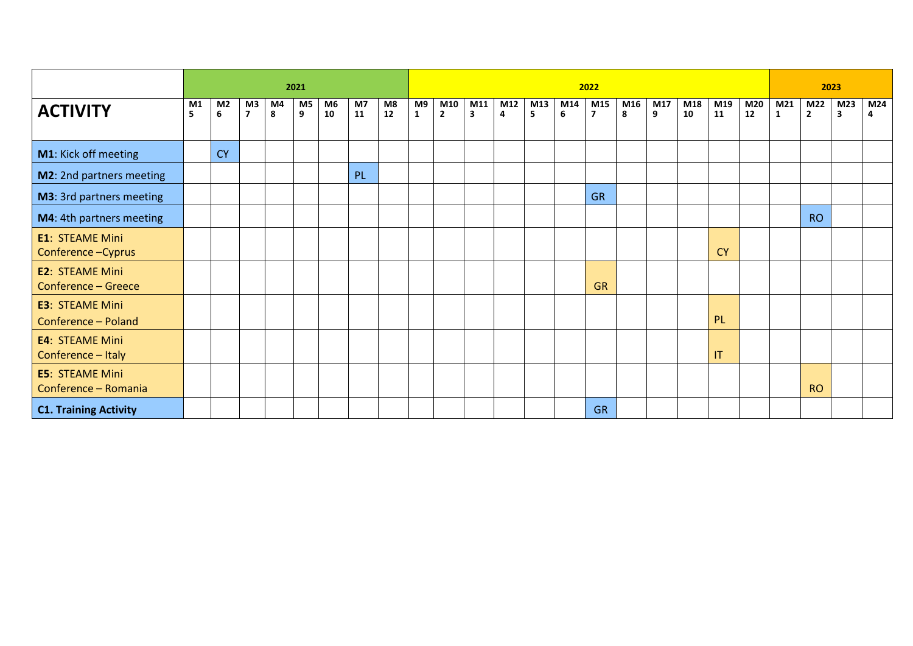| | 2021 | | | | | | | | 2022 | | | | | | | | | | | | 2023 | | | |
|---|---|---|---|---|---|---|---|---|---|---|---|---|---|---|---|---|---|---|---|---|---|---|---|---|
| **ACTIVITY** | **M1 5** | **M2 6** | **M3 7** | **M4 8** | **M5 9** | **M6 10** | **M7 11** | **M8 12** | **M9 1** | **M10 2** | **M11 3** | **M12 4** | **M13 5** | **M14 6** | **M15 7** | **M16 8** | **M17 9** | **M18 10** | **M19 11** | **M20 12** | **M21 1** | **M22 2** | **M23 3** | **M24 4** |
| **M1**: Kick off meeting | | CY | | | | | | | | | | | | | | | | | | | | | | |
| **M2**: 2nd partners meeting | | | | | | | PL | | | | | | | | | | | | | | | | | |
| **M3**: 3rd partners meeting | | | | | | | | | | | | | | | GR | | | | | | | | | |
| **M4**: 4th partners meeting | | | | | | | | | | | | | | | | | | | | | | RO | | |
| **E1**: STEAME Mini Conference –Cyprus | | | | | | | | | | | | | | | | | | | CY | | | | | |
| **E2**: STEAME Mini Conference – Greece | | | | | | | | | | | | | | | GR | | | | | | | | | |
| **E3**: STEAME Mini Conference – Poland | | | | | | | | | | | | | | | | | | | PL | | | | | |
| **E4**: STEAME Mini Conference – Italy | | | | | | | | | | | | | | | | | | | IT | | | | | |
| **E5**: STEAME Mini Conference – Romania | | | | | | | | | | | | | | | | | | | | | | RO | | |
| **C1. Training Activity** | | | | | | | | | | | | | | | GR | | | | | | | | | |